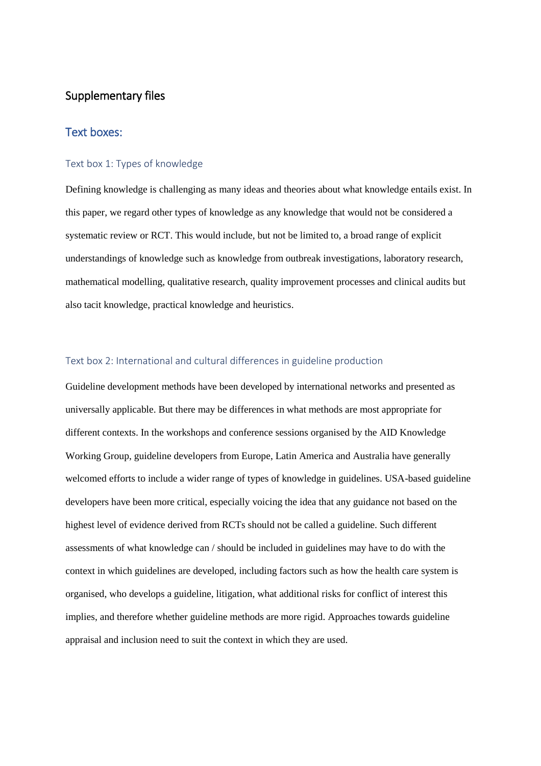# Supplementary files

## Text boxes:

### Text box 1: Types of knowledge

Defining knowledge is challenging as many ideas and theories about what knowledge entails exist. In this paper, we regard other types of knowledge as any knowledge that would not be considered a systematic review or RCT. This would include, but not be limited to, a broad range of explicit understandings of knowledge such as knowledge from outbreak investigations, laboratory research, mathematical modelling, qualitative research, quality improvement processes and clinical audits but also tacit knowledge, practical knowledge and heuristics.

### Text box 2: International and cultural differences in guideline production

Guideline development methods have been developed by international networks and presented as universally applicable. But there may be differences in what methods are most appropriate for different contexts. In the workshops and conference sessions organised by the AID Knowledge Working Group, guideline developers from Europe, Latin America and Australia have generally welcomed efforts to include a wider range of types of knowledge in guidelines. USA-based guideline developers have been more critical, especially voicing the idea that any guidance not based on the highest level of evidence derived from RCTs should not be called a guideline. Such different assessments of what knowledge can / should be included in guidelines may have to do with the context in which guidelines are developed, including factors such as how the health care system is organised, who develops a guideline, litigation, what additional risks for conflict of interest this implies, and therefore whether guideline methods are more rigid. Approaches towards guideline appraisal and inclusion need to suit the context in which they are used.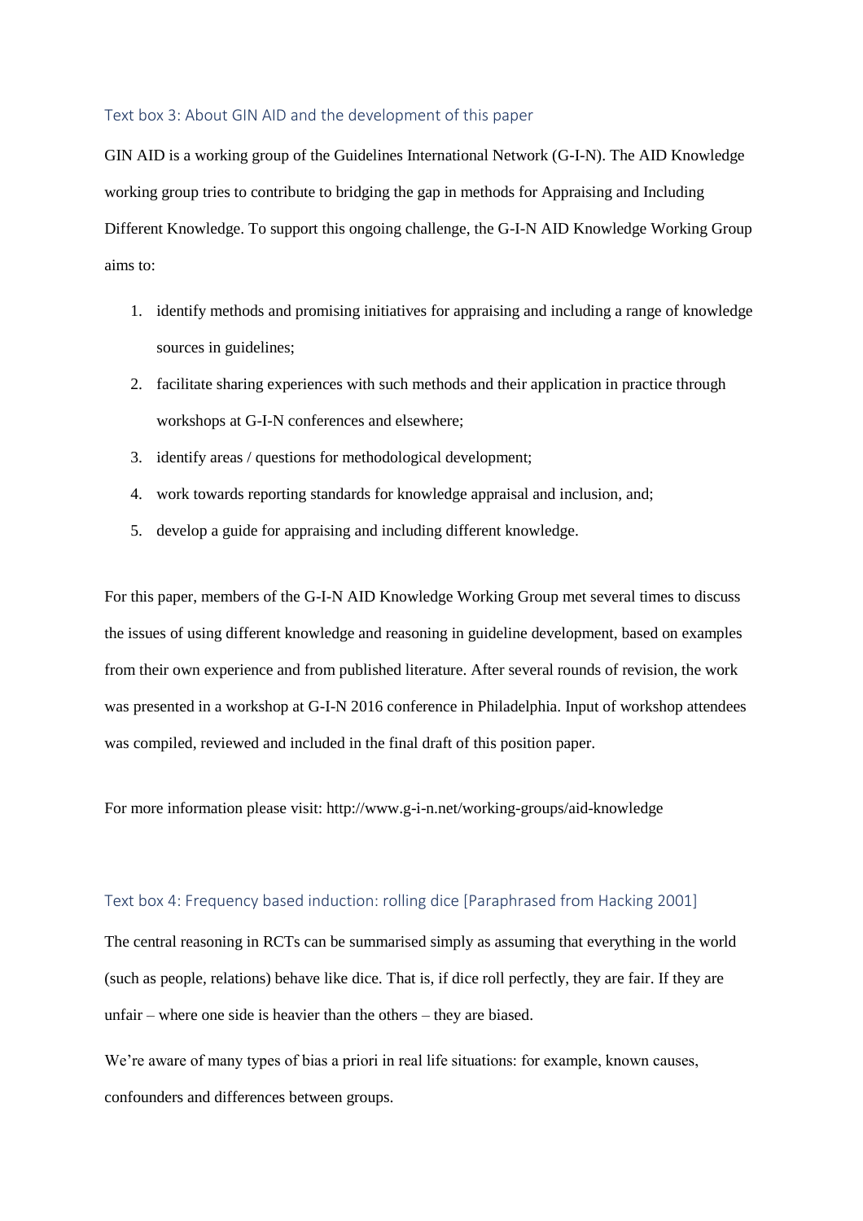### Text box 3: About GIN AID and the development of this paper

GIN AID is a working group of the Guidelines International Network (G-I-N). The AID Knowledge working group tries to contribute to bridging the gap in methods for Appraising and Including Different Knowledge. To support this ongoing challenge, the G-I-N AID Knowledge Working Group aims to:

1. identify methods and promising initiatives for appraising and including a range of knowledge sources in guidelines;
2. facilitate sharing experiences with such methods and their application in practice through workshops at G-I-N conferences and elsewhere;
3. identify areas / questions for methodological development;
4. work towards reporting standards for knowledge appraisal and inclusion, and;
5. develop a guide for appraising and including different knowledge.

For this paper, members of the G-I-N AID Knowledge Working Group met several times to discuss the issues of using different knowledge and reasoning in guideline development, based on examples from their own experience and from published literature. After several rounds of revision, the work was presented in a workshop at G-I-N 2016 conference in Philadelphia. Input of workshop attendees was compiled, reviewed and included in the final draft of this position paper.

For more information please visit: http://www.g-i-n.net/working-groups/aid-knowledge

### Text box 4: Frequency based induction: rolling dice [Paraphrased from Hacking 2001]

The central reasoning in RCTs can be summarised simply as assuming that everything in the world (such as people, relations) behave like dice. That is, if dice roll perfectly, they are fair. If they are unfair – where one side is heavier than the others – they are biased.

We're aware of many types of bias a priori in real life situations: for example, known causes, confounders and differences between groups.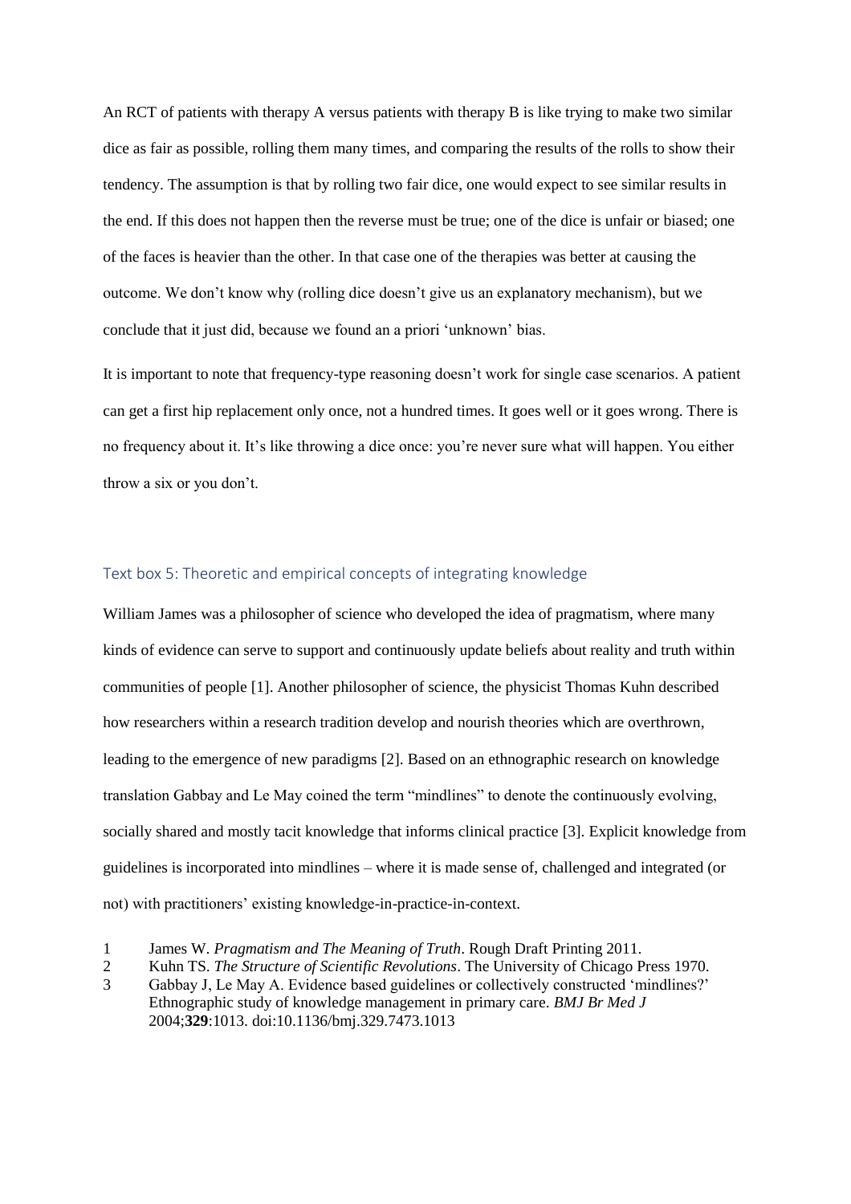An RCT of patients with therapy A versus patients with therapy B is like trying to make two similar dice as fair as possible, rolling them many times, and comparing the results of the rolls to show their tendency. The assumption is that by rolling two fair dice, one would expect to see similar results in the end. If this does not happen then the reverse must be true; one of the dice is unfair or biased; one of the faces is heavier than the other. In that case one of the therapies was better at causing the outcome. We don't know why (rolling dice doesn't give us an explanatory mechanism), but we conclude that it just did, because we found an a priori 'unknown' bias.

It is important to note that frequency-type reasoning doesn't work for single case scenarios. A patient can get a first hip replacement only once, not a hundred times. It goes well or it goes wrong. There is no frequency about it. It's like throwing a dice once: you're never sure what will happen. You either throw a six or you don't.

### Text box 5: Theoretic and empirical concepts of integrating knowledge

William James was a philosopher of science who developed the idea of pragmatism, where many kinds of evidence can serve to support and continuously update beliefs about reality and truth within communities of people [1]. Another philosopher of science, the physicist Thomas Kuhn described how researchers within a research tradition develop and nourish theories which are overthrown, leading to the emergence of new paradigms [2]. Based on an ethnographic research on knowledge translation Gabbay and Le May coined the term "mindlines" to denote the continuously evolving, socially shared and mostly tacit knowledge that informs clinical practice [3]. Explicit knowledge from guidelines is incorporated into mindlines – where it is made sense of, challenged and integrated (or not) with practitioners' existing knowledge-in-practice-in-context.

1. James W. *Pragmatism and The Meaning of Truth*. Rough Draft Printing 2011.
2. Kuhn TS. *The Structure of Scientific Revolutions*. The University of Chicago Press 1970.
3. Gabbay J, Le May A. Evidence based guidelines or collectively constructed 'mindlines?' Ethnographic study of knowledge management in primary care. *BMJ Br Med J* 2004;**329**:1013. doi:10.1136/bmj.329.7473.1013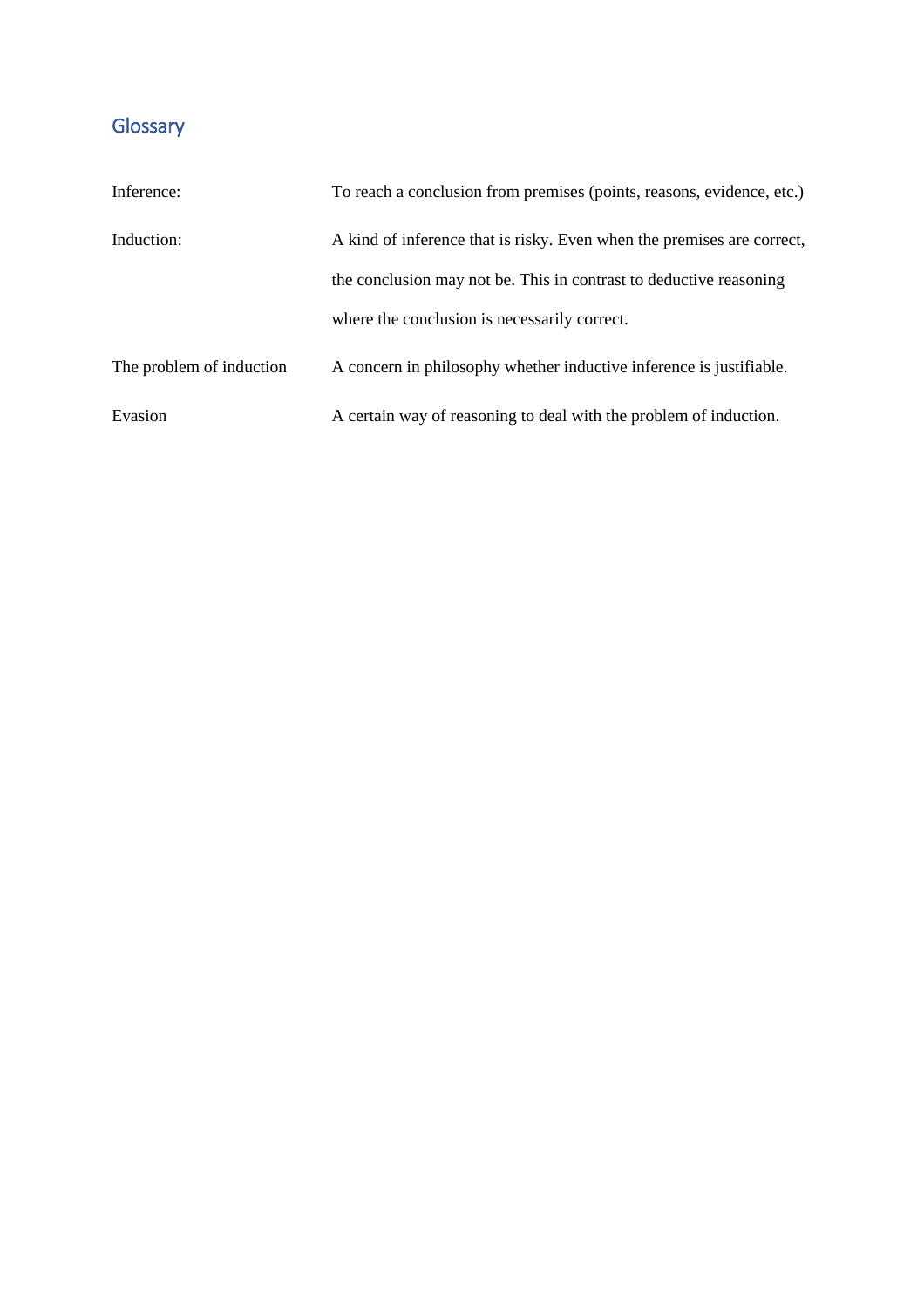## Glossary

| | |
|---|---|
| Inference: | To reach a conclusion from premises (points, reasons, evidence, etc.) |
| Induction: | A kind of inference that is risky. Even when the premises are correct, the conclusion may not be. This in contrast to deductive reasoning where the conclusion is necessarily correct. |
| The problem of induction | A concern in philosophy whether inductive inference is justifiable. |
| Evasion | A certain way of reasoning to deal with the problem of induction. |